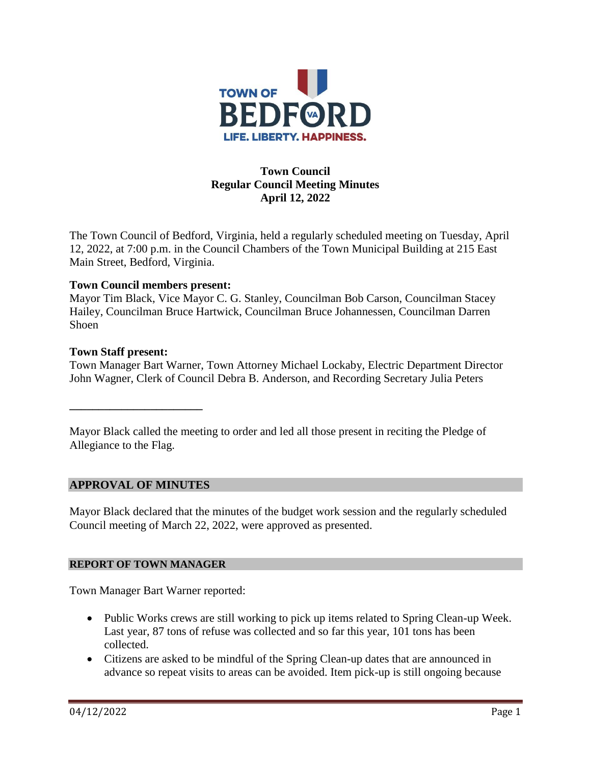TOWN OF BEDFORD VA
LIFE. LIBERTY. HAPPINESS.

# Town Council
# Regular Council Meeting Minutes
# April 12, 2022

The Town Council of Bedford, Virginia, held a regularly scheduled meeting on Tuesday, April 12, 2022, at 7:00 p.m. in the Council Chambers of the Town Municipal Building at 215 East Main Street, Bedford, Virginia.

**Town Council members present:**
Mayor Tim Black, Vice Mayor C. G. Stanley, Councilman Bob Carson, Councilman Stacey Hailey, Councilman Bruce Hartwick, Councilman Bruce Johannessen, Councilman Darren Shoen

**Town Staff present:**
Town Manager Bart Warner, Town Attorney Michael Lockaby, Electric Department Director John Wagner, Clerk of Council Debra B. Anderson, and Recording Secretary Julia Peters

---

Mayor Black called the meeting to order and led all those present in reciting the Pledge of Allegiance to the Flag.

## APPROVAL OF MINUTES

Mayor Black declared that the minutes of the budget work session and the regularly scheduled Council meeting of March 22, 2022, were approved as presented.

## REPORT OF TOWN MANAGER

Town Manager Bart Warner reported:

- Public Works crews are still working to pick up items related to Spring Clean-up Week. Last year, 87 tons of refuse was collected and so far this year, 101 tons has been collected.
- Citizens are asked to be mindful of the Spring Clean-up dates that are announced in advance so repeat visits to areas can be avoided. Item pick-up is still ongoing because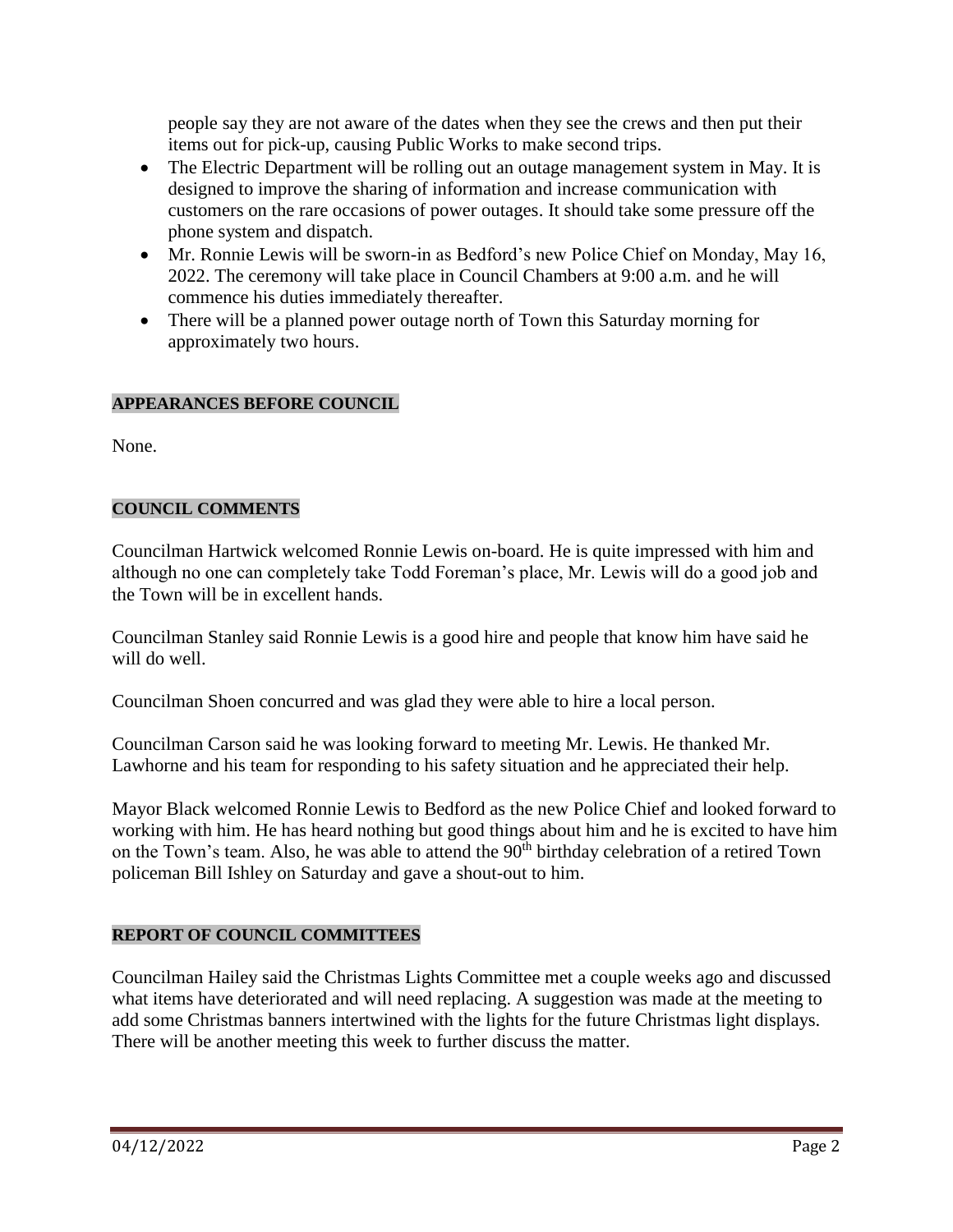people say they are not aware of the dates when they see the crews and then put their items out for pick-up, causing Public Works to make second trips.

- The Electric Department will be rolling out an outage management system in May. It is designed to improve the sharing of information and increase communication with customers on the rare occasions of power outages. It should take some pressure off the phone system and dispatch.
- Mr. Ronnie Lewis will be sworn-in as Bedford's new Police Chief on Monday, May 16, 2022. The ceremony will take place in Council Chambers at 9:00 a.m. and he will commence his duties immediately thereafter.
- There will be a planned power outage north of Town this Saturday morning for approximately two hours.

## APPEARANCES BEFORE COUNCIL

None.

## COUNCIL COMMENTS

Councilman Hartwick welcomed Ronnie Lewis on-board. He is quite impressed with him and although no one can completely take Todd Foreman's place, Mr. Lewis will do a good job and the Town will be in excellent hands.

Councilman Stanley said Ronnie Lewis is a good hire and people that know him have said he will do well.

Councilman Shoen concurred and was glad they were able to hire a local person.

Councilman Carson said he was looking forward to meeting Mr. Lewis. He thanked Mr. Lawhorne and his team for responding to his safety situation and he appreciated their help.

Mayor Black welcomed Ronnie Lewis to Bedford as the new Police Chief and looked forward to working with him. He has heard nothing but good things about him and he is excited to have him on the Town's team. Also, he was able to attend the 90th birthday celebration of a retired Town policeman Bill Ishley on Saturday and gave a shout-out to him.

## REPORT OF COUNCIL COMMITTEES

Councilman Hailey said the Christmas Lights Committee met a couple weeks ago and discussed what items have deteriorated and will need replacing. A suggestion was made at the meeting to add some Christmas banners intertwined with the lights for the future Christmas light displays. There will be another meeting this week to further discuss the matter.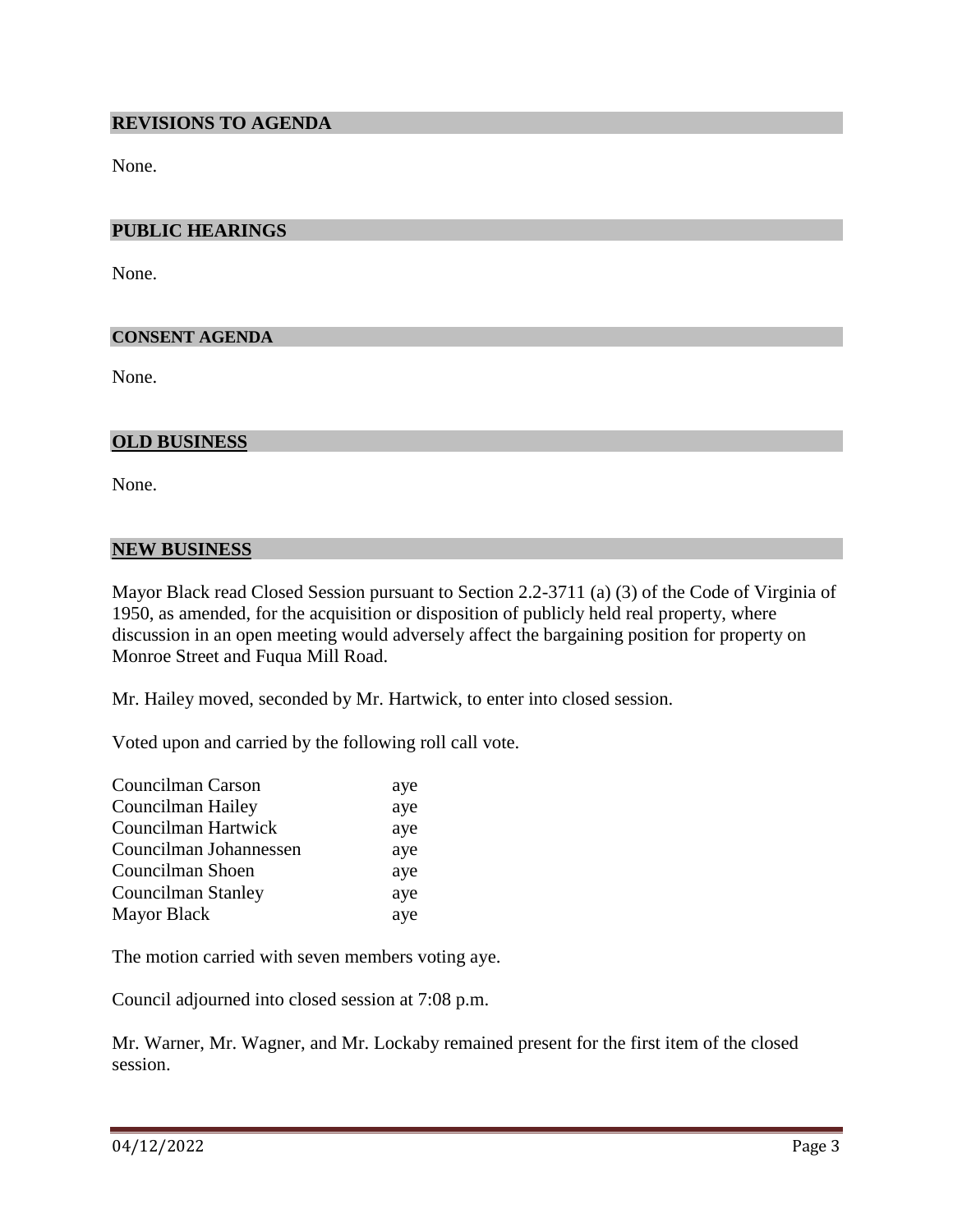## REVISIONS TO AGENDA

None.

## PUBLIC HEARINGS

None.

## CONSENT AGENDA

None.

## OLD BUSINESS

None.

## NEW BUSINESS

Mayor Black read Closed Session pursuant to Section 2.2-3711 (a) (3) of the Code of Virginia of 1950, as amended, for the acquisition or disposition of publicly held real property, where discussion in an open meeting would adversely affect the bargaining position for property on Monroe Street and Fuqua Mill Road.

Mr. Hailey moved, seconded by Mr. Hartwick, to enter into closed session.

Voted upon and carried by the following roll call vote.

| | |
|---|---|
| Councilman Carson | aye |
| Councilman Hailey | aye |
| Councilman Hartwick | aye |
| Councilman Johannessen | aye |
| Councilman Shoen | aye |
| Councilman Stanley | aye |
| Mayor Black | aye |

The motion carried with seven members voting aye.

Council adjourned into closed session at 7:08 p.m.

Mr. Warner, Mr. Wagner, and Mr. Lockaby remained present for the first item of the closed session.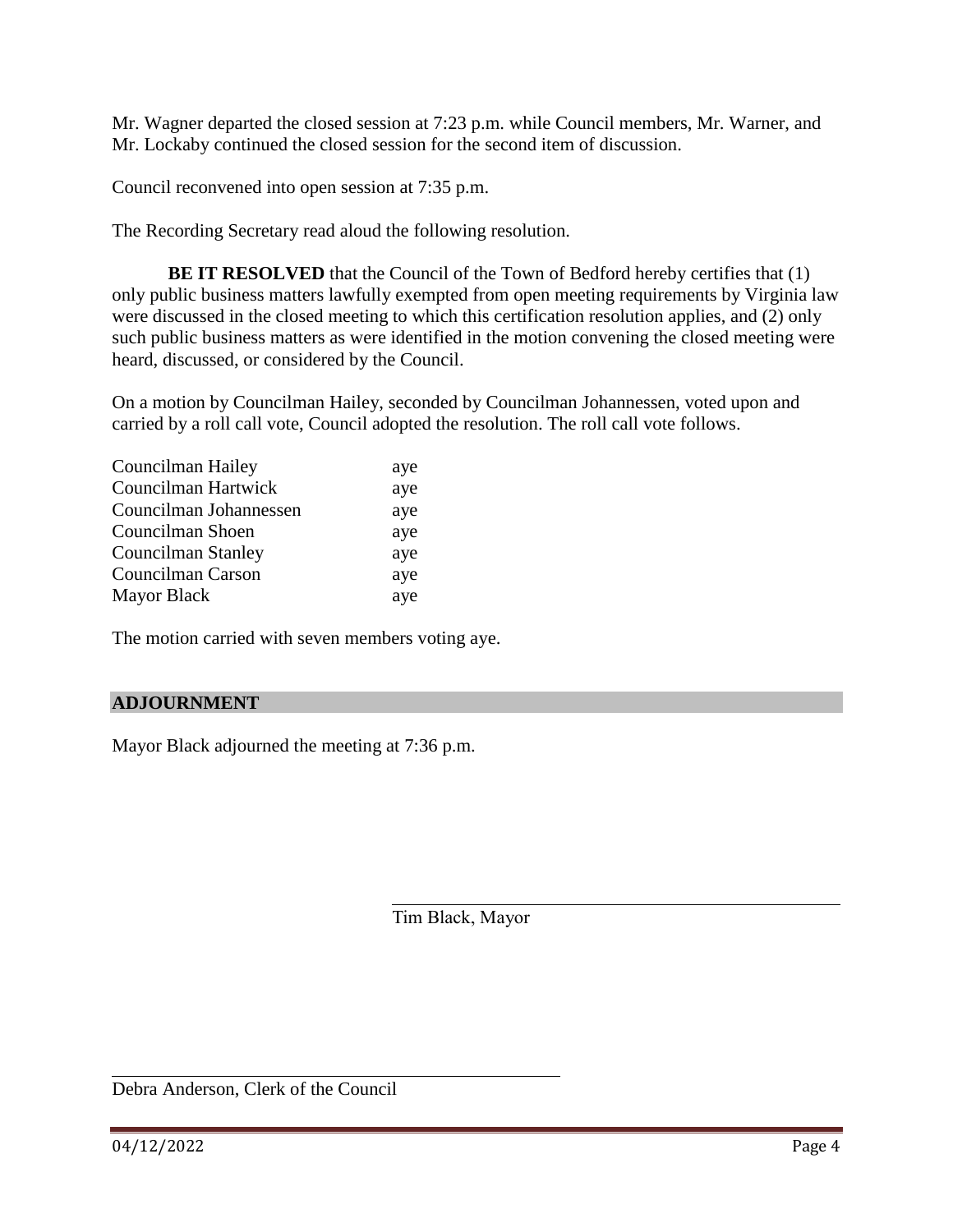Mr. Wagner departed the closed session at 7:23 p.m. while Council members, Mr. Warner, and Mr. Lockaby continued the closed session for the second item of discussion.

Council reconvened into open session at 7:35 p.m.

The Recording Secretary read aloud the following resolution.

**BE IT RESOLVED** that the Council of the Town of Bedford hereby certifies that (1) only public business matters lawfully exempted from open meeting requirements by Virginia law were discussed in the closed meeting to which this certification resolution applies, and (2) only such public business matters as were identified in the motion convening the closed meeting were heard, discussed, or considered by the Council.

On a motion by Councilman Hailey, seconded by Councilman Johannessen, voted upon and carried by a roll call vote, Council adopted the resolution. The roll call vote follows.

| | |
|---|---|
| Councilman Hailey | aye |
| Councilman Hartwick | aye |
| Councilman Johannessen | aye |
| Councilman Shoen | aye |
| Councilman Stanley | aye |
| Councilman Carson | aye |
| Mayor Black | aye |

The motion carried with seven members voting aye.

## ADJOURNMENT

Mayor Black adjourned the meeting at 7:36 p.m.

Tim Black, Mayor

Debra Anderson, Clerk of the Council